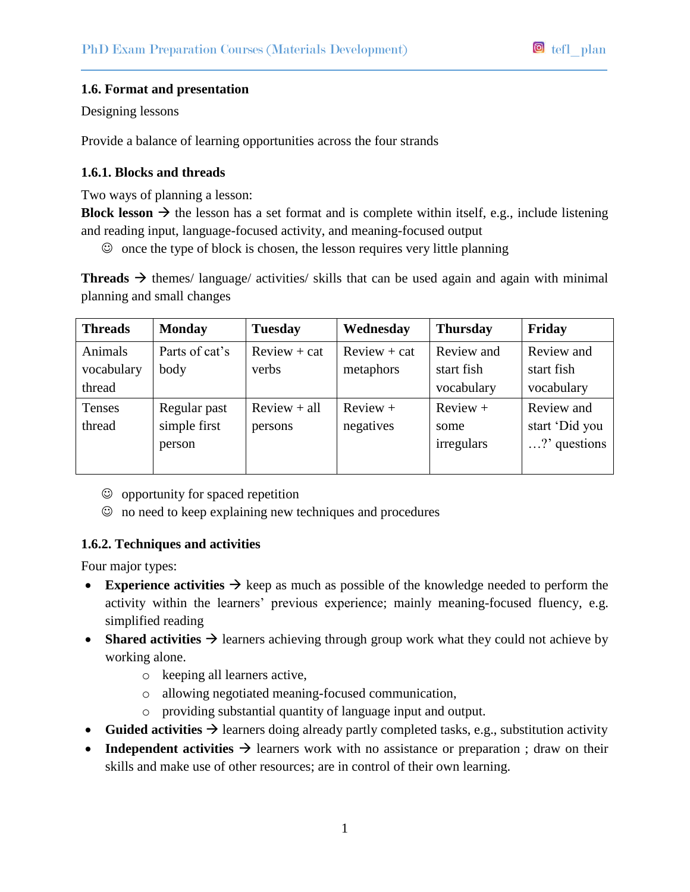### 1.6. Format and presentation

Designing lessons

Provide a balance of learning opportunities across the four strands

### 1.6.1. Blocks and threads

Two ways of planning a lesson:

**Block lesson** → the lesson has a set format and is complete within itself, e.g., include listening and reading input, language-focused activity, and meaning-focused output

- ☺ once the type of block is chosen, the lesson requires very little planning

**Threads** → themes/ language/ activities/ skills that can be used again and again with minimal planning and small changes

| Threads | Monday | Tuesday | Wednesday | Thursday | Friday |
|---|---|---|---|---|---|
| Animals vocabulary thread | Parts of cat's body | Review + cat verbs | Review + cat metaphors | Review and start fish vocabulary | Review and start fish vocabulary |
| Tenses thread | Regular past simple first person | Review + all persons | Review + negatives | Review + some irregulars | Review and start 'Did you …?' questions |

- ☺ opportunity for spaced repetition
- ☺ no need to keep explaining new techniques and procedures

### 1.6.2. Techniques and activities

Four major types:

- **Experience activities** → keep as much as possible of the knowledge needed to perform the activity within the learners' previous experience; mainly meaning-focused fluency, e.g. simplified reading
- **Shared activities** → learners achieving through group work what they could not achieve by working alone.
    - keeping all learners active,
    - allowing negotiated meaning-focused communication,
    - providing substantial quantity of language input and output.
- **Guided activities** → learners doing already partly completed tasks, e.g., substitution activity
- **Independent activities** → learners work with no assistance or preparation ; draw on their skills and make use of other resources; are in control of their own learning.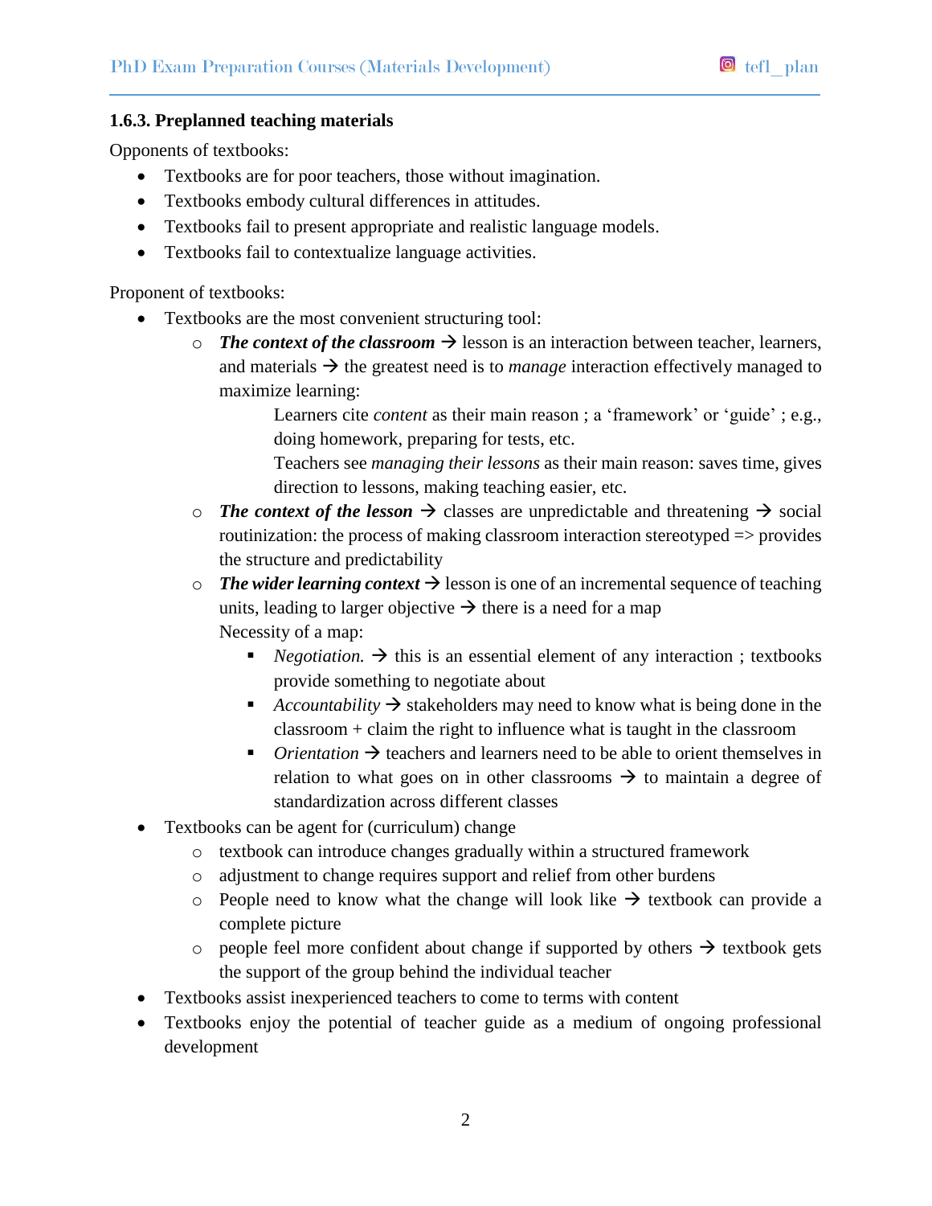### 1.6.3. Preplanned teaching materials

Opponents of textbooks:

- Textbooks are for poor teachers, those without imagination.
- Textbooks embody cultural differences in attitudes.
- Textbooks fail to present appropriate and realistic language models.
- Textbooks fail to contextualize language activities.

Proponent of textbooks:

- Textbooks are the most convenient structuring tool:
  - ***The context of the classroom*** → lesson is an interaction between teacher, learners, and materials → the greatest need is to *manage* interaction effectively managed to maximize learning:

    Learners cite *content* as their main reason ; a 'framework' or 'guide' ; e.g., doing homework, preparing for tests, etc.

    Teachers see *managing their lessons* as their main reason: saves time, gives direction to lessons, making teaching easier, etc.
  - ***The context of the lesson*** → classes are unpredictable and threatening → social routinization: the process of making classroom interaction stereotyped => provides the structure and predictability
  - ***The wider learning context*** → lesson is one of an incremental sequence of teaching units, leading to larger objective → there is a need for a map

    Necessity of a map:
    - *Negotiation.* → this is an essential element of any interaction ; textbooks provide something to negotiate about
    - *Accountability* → stakeholders may need to know what is being done in the classroom + claim the right to influence what is taught in the classroom
    - *Orientation* → teachers and learners need to be able to orient themselves in relation to what goes on in other classrooms → to maintain a degree of standardization across different classes
- Textbooks can be agent for (curriculum) change
  - textbook can introduce changes gradually within a structured framework
  - adjustment to change requires support and relief from other burdens
  - People need to know what the change will look like → textbook can provide a complete picture
  - people feel more confident about change if supported by others → textbook gets the support of the group behind the individual teacher
- Textbooks assist inexperienced teachers to come to terms with content
- Textbooks enjoy the potential of teacher guide as a medium of ongoing professional development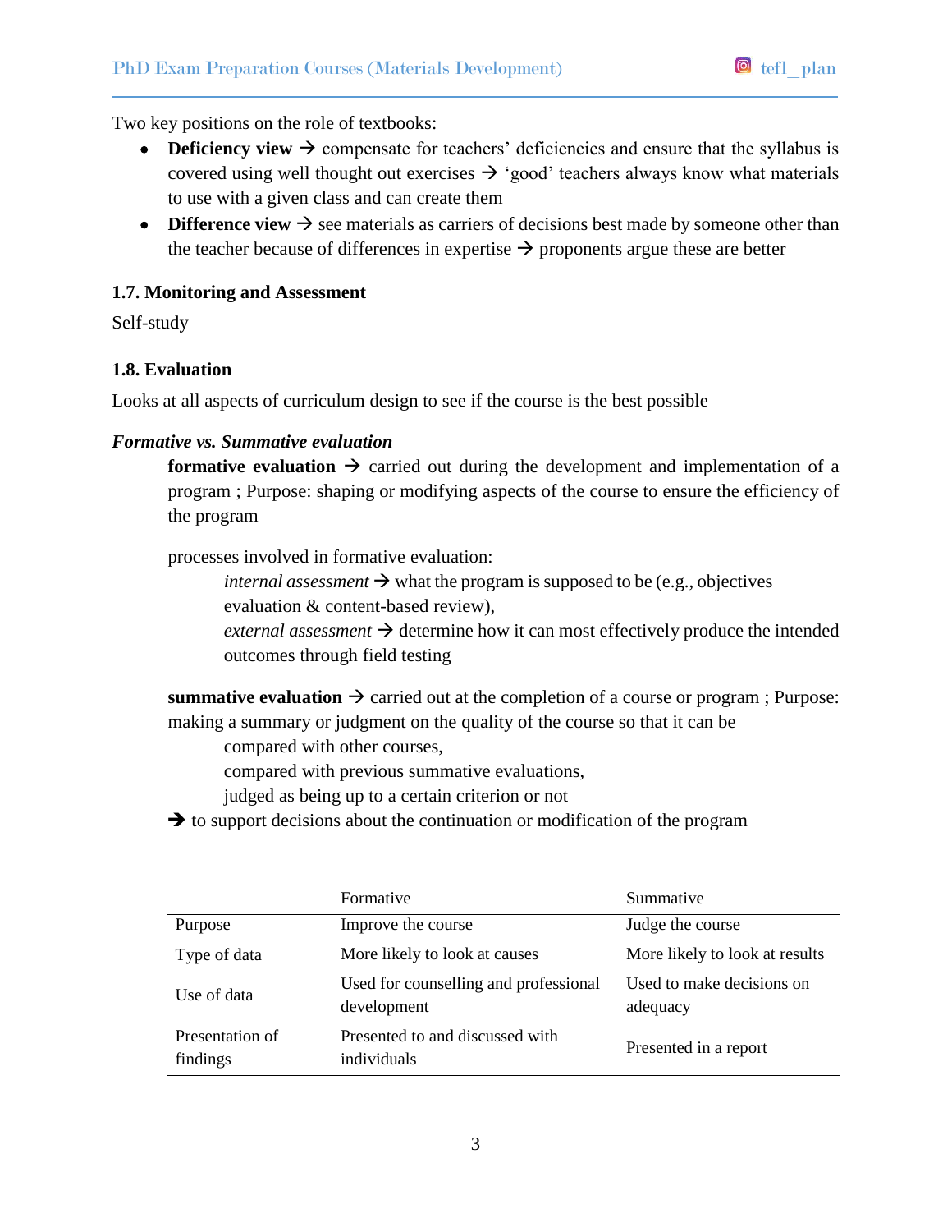Two key positions on the role of textbooks:

- **Deficiency view** → compensate for teachers' deficiencies and ensure that the syllabus is covered using well thought out exercises → 'good' teachers always know what materials to use with a given class and can create them
- **Difference view** → see materials as carriers of decisions best made by someone other than the teacher because of differences in expertise → proponents argue these are better

### 1.7. Monitoring and Assessment

Self-study

### 1.8. Evaluation

Looks at all aspects of curriculum design to see if the course is the best possible

***Formative vs. Summative evaluation***

**formative evaluation** → carried out during the development and implementation of a program ; Purpose: shaping or modifying aspects of the course to ensure the efficiency of the program

processes involved in formative evaluation:

*internal assessment* → what the program is supposed to be (e.g., objectives evaluation & content-based review),

*external assessment* → determine how it can most effectively produce the intended outcomes through field testing

**summative evaluation** → carried out at the completion of a course or program ; Purpose: making a summary or judgment on the quality of the course so that it can be

compared with other courses,

compared with previous summative evaluations,

judged as being up to a certain criterion or not

→ to support decisions about the continuation or modification of the program

| | Formative | Summative |
|---|---|---|
| Purpose | Improve the course | Judge the course |
| Type of data | More likely to look at causes | More likely to look at results |
| Use of data | Used for counselling and professional development | Used to make decisions on adequacy |
| Presentation of findings | Presented to and discussed with individuals | Presented in a report |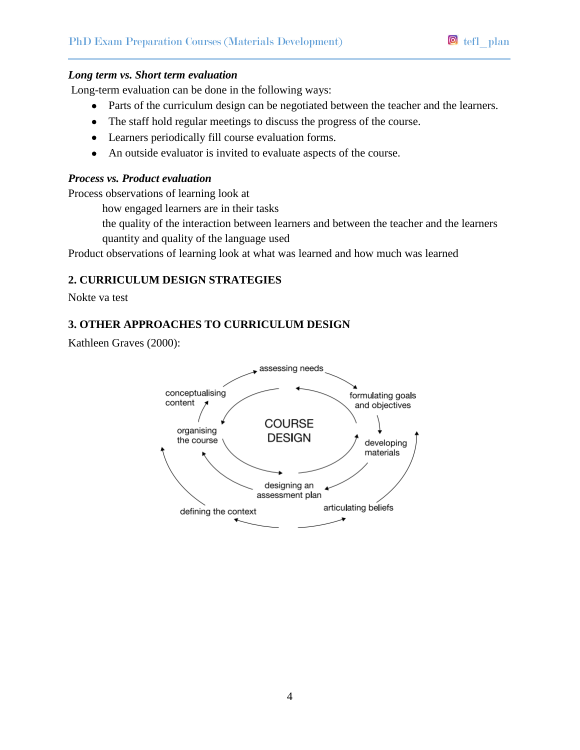***Long term vs. Short term evaluation***

Long-term evaluation can be done in the following ways:

- Parts of the curriculum design can be negotiated between the teacher and the learners.
- The staff hold regular meetings to discuss the progress of the course.
- Learners periodically fill course evaluation forms.
- An outside evaluator is invited to evaluate aspects of the course.

***Process vs. Product evaluation***

Process observations of learning look at

how engaged learners are in their tasks

the quality of the interaction between learners and between the teacher and the learners

quantity and quality of the language used

Product observations of learning look at what was learned and how much was learned

**2. CURRICULUM DESIGN STRATEGIES**

Nokte va test

**3. OTHER APPROACHES TO CURRICULUM DESIGN**

Kathleen Graves (2000):

COURSE DESIGN

assessing needs

formulating goals and objectives

developing materials

designing an assessment plan

organising the course

conceptualising content

defining the context

articulating beliefs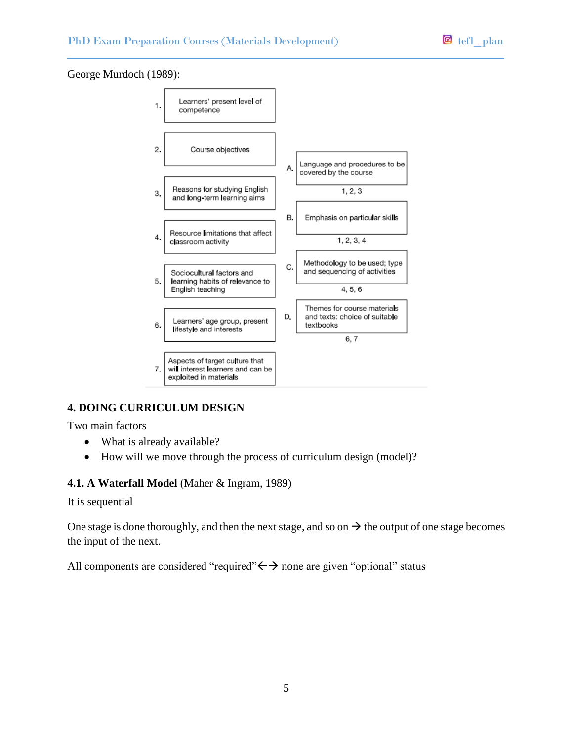George Murdoch (1989):

1. Learners' present level of competence
2. Course objectives
3. Reasons for studying English and long-term learning aims
4. Resource limitations that affect classroom activity
5. Sociocultural factors and learning habits of relevance to English teaching
6. Learners' age group, present lifestyle and interests
7. Aspects of target culture that will interest learners and can be exploited in materials

A. Language and procedures to be covered by the course — 1, 2, 3

B. Emphasis on particular skills — 1, 2, 3, 4

C. Methodology to be used; type and sequencing of activities — 4, 5, 6

D. Themes for course materials and texts: choice of suitable textbooks — 6, 7

## 4. DOING CURRICULUM DESIGN

Two main factors

- What is already available?
- How will we move through the process of curriculum design (model)?

### 4.1. A Waterfall Model (Maher & Ingram, 1989)

It is sequential

One stage is done thoroughly, and then the next stage, and so on → the output of one stage becomes the input of the next.

All components are considered "required"←→ none are given "optional" status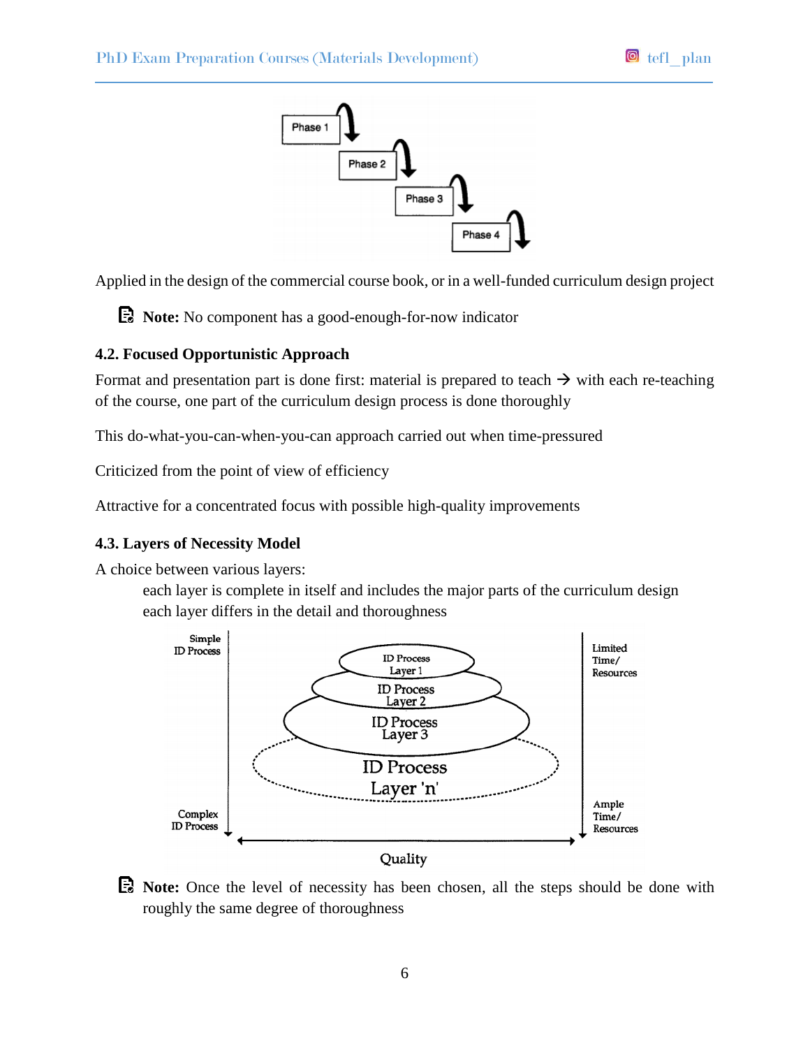Phase 1

Phase 2

Phase 3

Phase 4

Applied in the design of the commercial course book, or in a well-funded curriculum design project

**Note:** No component has a good-enough-for-now indicator

### 4.2. Focused Opportunistic Approach

Format and presentation part is done first: material is prepared to teach → with each re-teaching of the course, one part of the curriculum design process is done thoroughly

This do-what-you-can-when-you-can approach carried out when time-pressured

Criticized from the point of view of efficiency

Attractive for a concentrated focus with possible high-quality improvements

### 4.3. Layers of Necessity Model

A choice between various layers:

each layer is complete in itself and includes the major parts of the curriculum design

each layer differs in the detail and thoroughness

Simple ID Process

Complex ID Process

ID Process Layer 1

ID Process Layer 2

ID Process Layer 3

ID Process Layer 'n'

Limited Time/ Resources

Ample Time/ Resources

Quality

**Note:** Once the level of necessity has been chosen, all the steps should be done with roughly the same degree of thoroughness